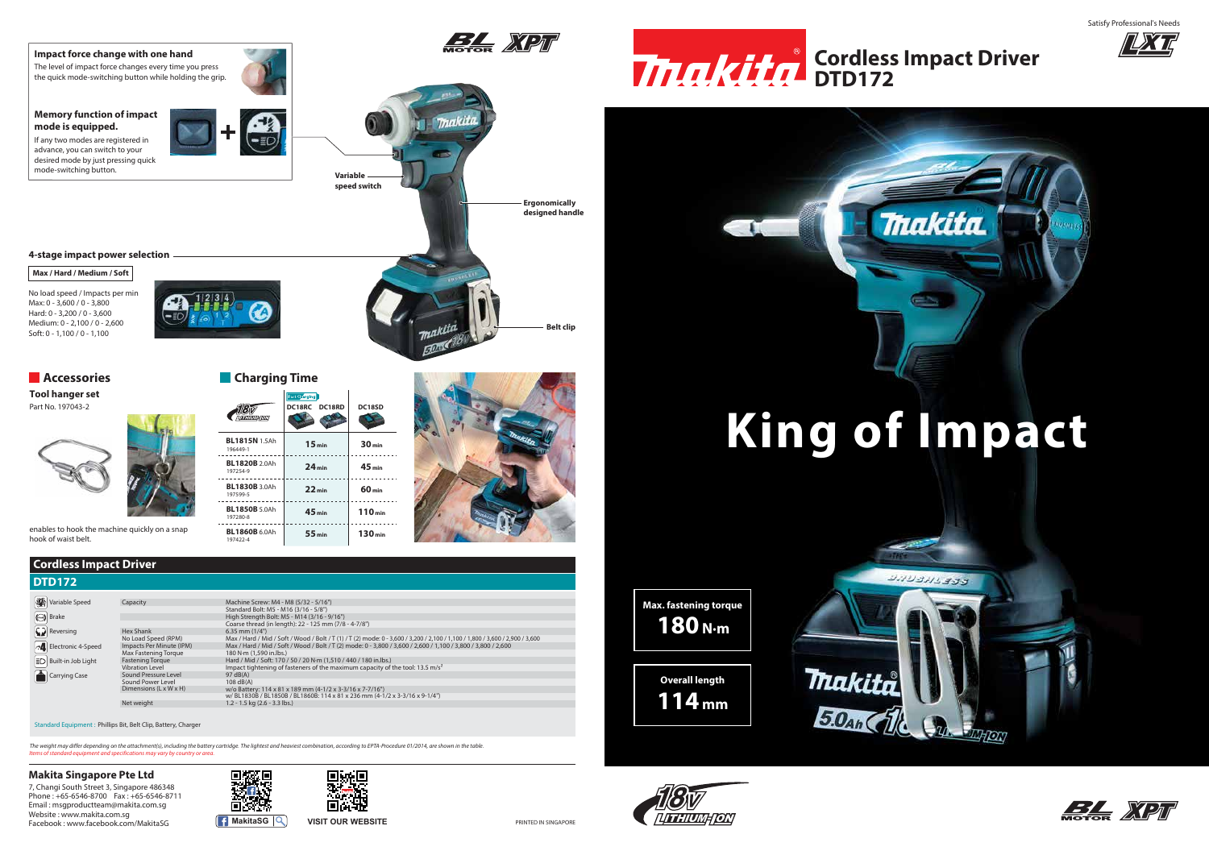# Makita Cordless Impact Driver DTD172

Satisfy Professional's Needs

# King of Impact

**Max. fastening torque**
**180 N·m**

**Overall length**
**114 mm**

### Impact force change with one hand

The level of impact force changes every time you press the quick mode-switching button while holding the grip.

### Memory function of impact mode is equipped.

If any two modes are registered in advance, you can switch to your desired mode by just pressing quick mode-switching button.

Variable speed switch

Ergonomically designed handle

Belt clip

### 4-stage impact power selection

**Max / Hard / Medium / Soft**

No load speed / Impacts per min
Max: 0 - 3,600 / 0 - 3,800
Hard: 0 - 3,200 / 0 - 3,600
Medium: 0 - 2,100 / 0 - 2,600
Soft: 0 - 1,100 / 0 - 1,100

## Accessories

**Tool hanger set**
Part No. 197043-2

enables to hook the machine quickly on a snap hook of waist belt.

## Charging Time

| 18V Lithium-Ion | DC18RC DC18RD (Fast Charging) | DC18SD |
|---|---|---|
| **BL1815N** 1.5Ah 196449-1 | 15 min | 30 min |
| **BL1820B** 2.0Ah 197254-9 | 24 min | 45 min |
| **BL1830B** 3.0Ah 197599-5 | 22 min | 60 min |
| **BL1850B** 5.0Ah 197280-8 | 45 min | 110 min |
| **BL1860B** 6.0Ah 197422-4 | 55 min | 130 min |

## Cordless Impact Driver

## DTD172

Features: Variable Speed, Brake, Reversing, Electronic 4-Speed, Built-in Job Light, Carrying Case

| | |
|---|---|
| Capacity | Machine Screw: M4 - M8 (5/32 - 5/16")<br>Standard Bolt: M5 - M16 (3/16 - 5/8")<br>High Strength Bolt: M5 - M14 (3/16 - 9/16")<br>Coarse thread (in length): 22 - 125 mm (7/8 - 4-7/8") |
| Hex Shank | 6.35 mm (1/4") |
| No Load Speed (RPM) | Max / Hard / Mid / Soft / Wood / Bolt / T (1) / T (2) mode: 0 - 3,600 / 3,200 / 2,100 / 1,100 / 1,800 / 3,600 / 2,900 / 3,600 |
| Impacts Per Minute (IPM) | Max / Hard / Mid / Soft / Wood / Bolt / T (2) mode: 0 - 3,800 / 3,600 / 2,600 / 1,100 / 3,800 / 3,800 / 2,600 |
| Max Fastening Torque | 180 N·m (1,590 in.lbs.) |
| Fastening Torque | Hard / Mid / Soft: 170 / 50 / 20 N·m (1,510 / 440 / 180 in.lbs.) |
| Vibration Level | Impact tightening of fasteners of the maximum capacity of the tool: 13.5 m/s² |
| Sound Pressure Level | 97 dB(A) |
| Sound Power Level | 108 dB(A) |
| Dimensions (L x W x H) | w/o Battery: 114 x 81 x 189 mm (4-1/2 x 3-3/16 x 7-7/16")<br>w/ BL1830B / BL1850B / BL1860B: 114 x 81 x 236 mm (4-1/2 x 3-3/16 x 9-1/4") |
| Net weight | 1.2 - 1.5 kg (2.6 - 3.3 lbs.) |

Standard Equipment : Phillips Bit, Belt Clip, Battery, Charger

*The weight may differ depending on the attachment(s), including the battery cartridge. The lightest and heaviest combination, according to EPTA-Procedure 01/2014, are shown in the table.*
*Items of standard equipment and specifications may vary by country or area.*

### Makita Singapore Pte Ltd

7, Changi South Street 3, Singapore 486348
Phone : +65-6546-8700 Fax : +65-6546-8711
Email : msgproductteam@makita.com.sg
Website : www.makita.com.sg
Facebook : www.facebook.com/MakitaSG

MakitaSG

VISIT OUR WEBSITE

PRINTED IN SINGAPORE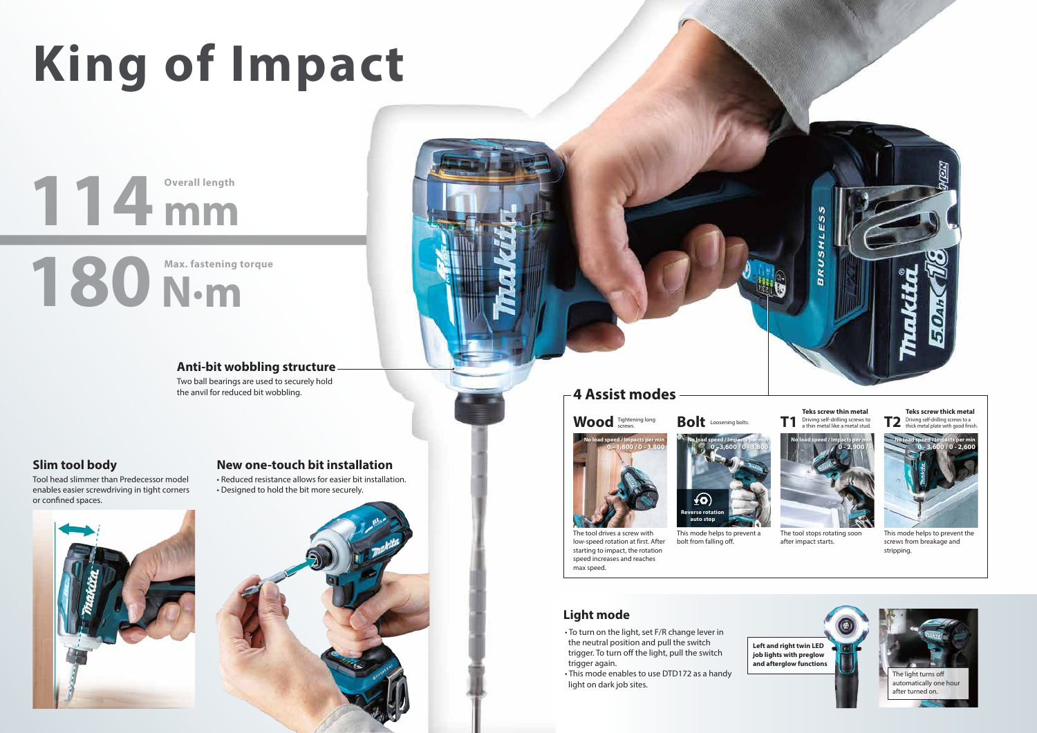# King of Impact

**114 mm** Overall length

**180 N·m** Max. fastening torque

### Anti-bit wobbling structure

Two ball bearings are used to securely hold the anvil for reduced bit wobbling.

### Slim tool body

Tool head slimmer than Predecessor model enables easier screwdriving in tight corners or confined spaces.

### New one-touch bit installation

- Reduced resistance allows for easier bit installation.
- Designed to hold the bit more securely.

## 4 Assist modes

**Wood** Tightening long screws.

No load speed / Impacts per min 0 - 1,800 / 0 - 3,800

The tool drives a screw with low-speed rotation at first. After starting to impact, the rotation speed increases and reaches max speed.

**Bolt** Loosening bolts.

No load speed / Impacts per min 0 - 3,600 / 0 - 3,800

Reverse rotation auto stop

This mode helps to prevent a bolt from falling off.

**T1** Teks screw thin metal — Driving self-drilling screws to a thin metal like a metal stud.

No load speed / Impacts per min 0 - 2,900 / -

The tool stops rotating soon after impact starts.

**T2** Teks screw thick metal — Driving self-drilling screws to a thick metal plate with good finish.

No load speed / Impacts per min 0 - 3,600 / 0 - 2,600

This mode helps to prevent the screws from breakage and stripping.

## Light mode

- To turn on the light, set F/R change lever in the neutral position and pull the switch trigger. To turn off the light, pull the switch trigger again.
- This mode enables to use DTD172 as a handy light on dark job sites.

**Left and right twin LED job lights with preglow and afterglow functions**

The light turns off automatically one hour after turned on.